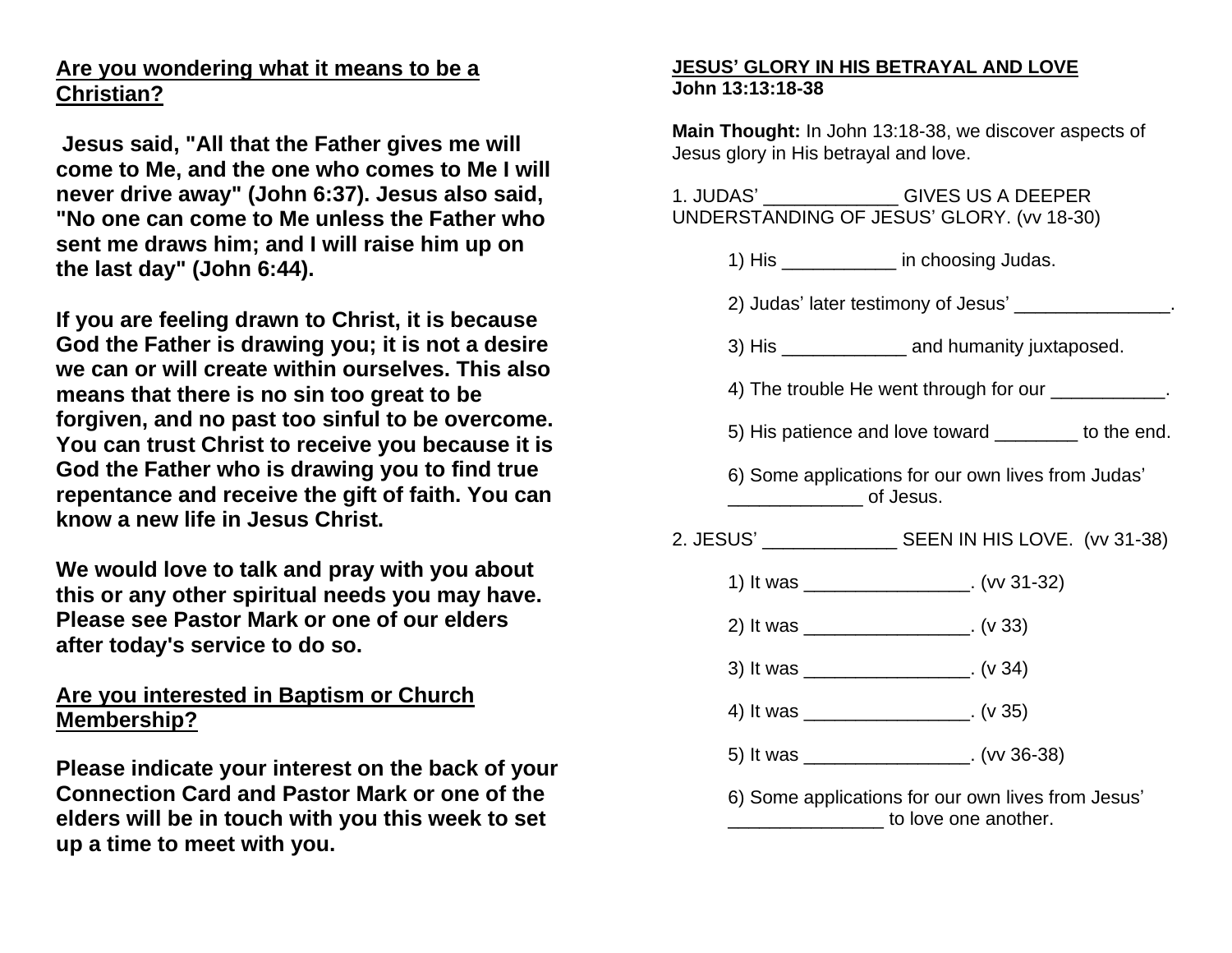## Are you wondering what it means to be a Christian?

**Jesus said, "All that the Father gives me will come to Me, and the one who comes to Me I will never drive away" (John 6:37). Jesus also said, "No one can come to Me unless the Father who sent me draws him; and I will raise him up on the last day" (John 6:44).**

**If you are feeling drawn to Christ, it is because God the Father is drawing you; it is not a desire we can or will create within ourselves. This also means that there is no sin too great to be forgiven, and no past too sinful to be overcome. You can trust Christ to receive you because it is God the Father who is drawing you to find true repentance and receive the gift of faith. You can know a new life in Jesus Christ.**

**We would love to talk and pray with you about this or any other spiritual needs you may have. Please see Pastor Mark or one of our elders after today's service to do so.**

## Are you interested in Baptism or Church Membership?

**Please indicate your interest on the back of your Connection Card and Pastor Mark or one of the elders will be in touch with you this week to set up a time to meet with you.**

## JESUS' GLORY IN HIS BETRAYAL AND LOVE
**John 13:13:18-38**

**Main Thought:** In John 13:18-38, we discover aspects of Jesus glory in His betrayal and love.

1. JUDAS' _____________ GIVES US A DEEPER UNDERSTANDING OF JESUS' GLORY. (vv 18-30)

    1) His ___________ in choosing Judas.

    2) Judas' later testimony of Jesus' _______________.

    3) His ____________ and humanity juxtaposed.

    4) The trouble He went through for our ___________.

    5) His patience and love toward ________ to the end.

    6) Some applications for our own lives from Judas' _____________ of Jesus.

2. JESUS' _____________ SEEN IN HIS LOVE. (vv 31-38)

    1) It was ________________. (vv 31-32)

    2) It was ________________. (v 33)

    3) It was ________________. (v 34)

    4) It was ________________. (v 35)

    5) It was ________________. (vv 36-38)

    6) Some applications for our own lives from Jesus' _______________ to love one another.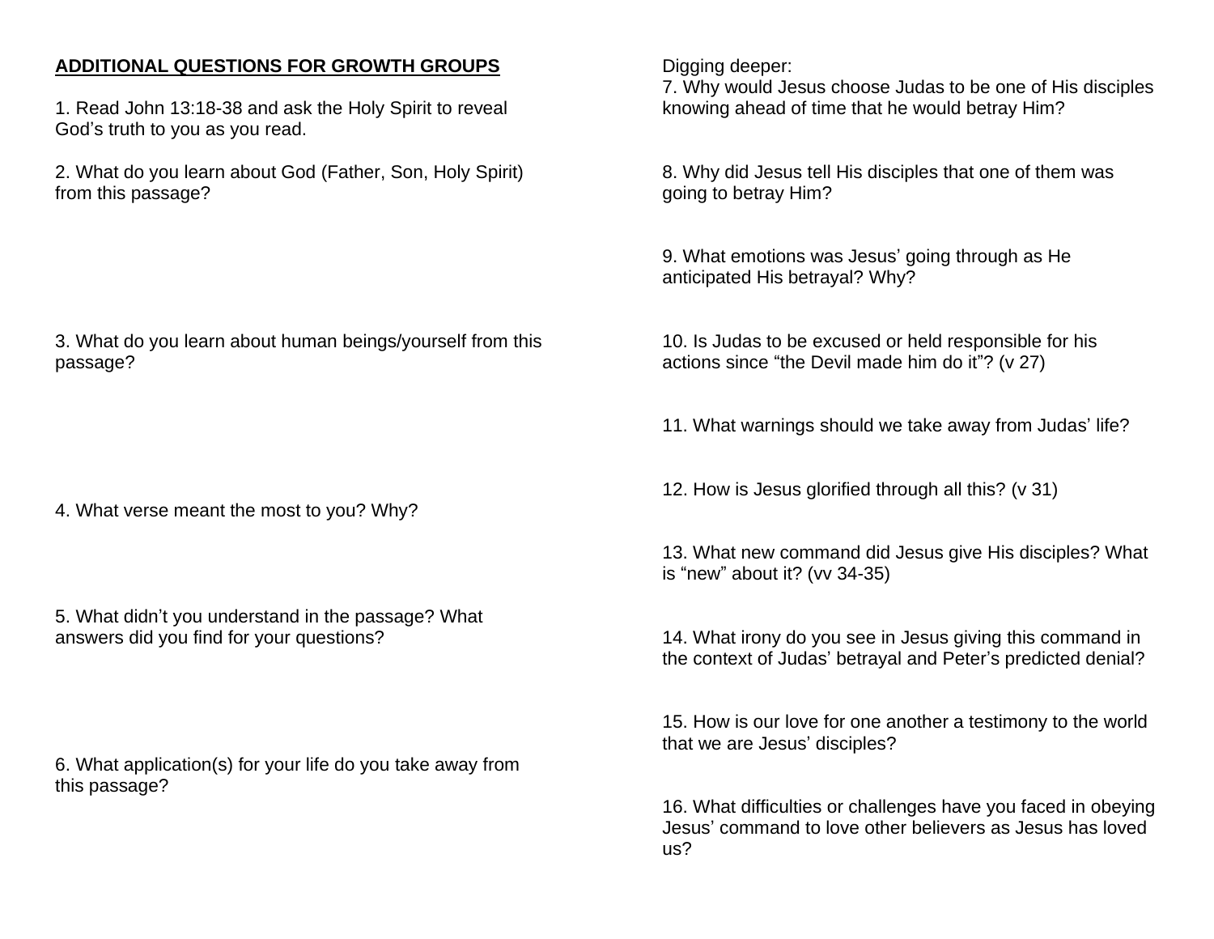**ADDITIONAL QUESTIONS FOR GROWTH GROUPS**

1. Read John 13:18-38 and ask the Holy Spirit to reveal God's truth to you as you read.

2. What do you learn about God (Father, Son, Holy Spirit) from this passage?

3. What do you learn about human beings/yourself from this passage?

4. What verse meant the most to you? Why?

5. What didn't you understand in the passage? What answers did you find for your questions?

6. What application(s) for your life do you take away from this passage?

Digging deeper:

7. Why would Jesus choose Judas to be one of His disciples knowing ahead of time that he would betray Him?

8. Why did Jesus tell His disciples that one of them was going to betray Him?

9. What emotions was Jesus' going through as He anticipated His betrayal? Why?

10. Is Judas to be excused or held responsible for his actions since "the Devil made him do it"? (v 27)

11. What warnings should we take away from Judas' life?

12. How is Jesus glorified through all this? (v 31)

13. What new command did Jesus give His disciples? What is "new" about it? (vv 34-35)

14. What irony do you see in Jesus giving this command in the context of Judas' betrayal and Peter's predicted denial?

15. How is our love for one another a testimony to the world that we are Jesus' disciples?

16. What difficulties or challenges have you faced in obeying Jesus' command to love other believers as Jesus has loved us?